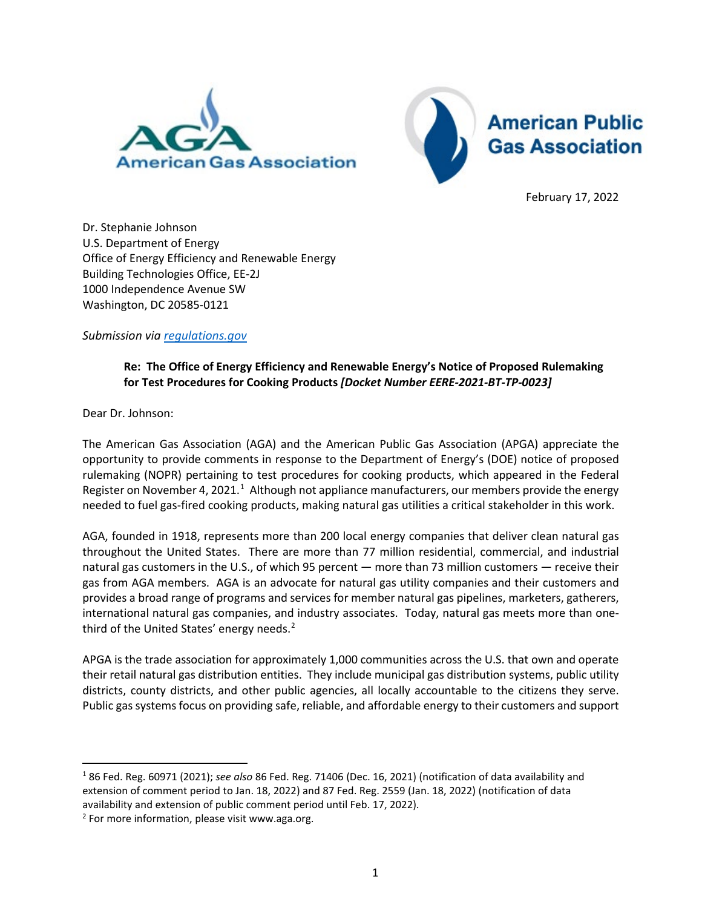American Gas Association

American Public Gas Association

February 17, 2022

Dr. Stephanie Johnson
U.S. Department of Energy
Office of Energy Efficiency and Renewable Energy
Building Technologies Office, EE-2J
1000 Independence Avenue SW
Washington, DC 20585-0121

*Submission via regulations.gov*

**Re: The Office of Energy Efficiency and Renewable Energy's Notice of Proposed Rulemaking for Test Procedures for Cooking Products *[Docket Number EERE-2021-BT-TP-0023]***

Dear Dr. Johnson:

The American Gas Association (AGA) and the American Public Gas Association (APGA) appreciate the opportunity to provide comments in response to the Department of Energy's (DOE) notice of proposed rulemaking (NOPR) pertaining to test procedures for cooking products, which appeared in the Federal Register on November 4, 2021.[1] Although not appliance manufacturers, our members provide the energy needed to fuel gas-fired cooking products, making natural gas utilities a critical stakeholder in this work.

AGA, founded in 1918, represents more than 200 local energy companies that deliver clean natural gas throughout the United States. There are more than 77 million residential, commercial, and industrial natural gas customers in the U.S., of which 95 percent — more than 73 million customers — receive their gas from AGA members. AGA is an advocate for natural gas utility companies and their customers and provides a broad range of programs and services for member natural gas pipelines, marketers, gatherers, international natural gas companies, and industry associates. Today, natural gas meets more than one-third of the United States' energy needs.[2]

APGA is the trade association for approximately 1,000 communities across the U.S. that own and operate their retail natural gas distribution entities. They include municipal gas distribution systems, public utility districts, county districts, and other public agencies, all locally accountable to the citizens they serve. Public gas systems focus on providing safe, reliable, and affordable energy to their customers and support

---

[1] 86 Fed. Reg. 60971 (2021); *see also* 86 Fed. Reg. 71406 (Dec. 16, 2021) (notification of data availability and extension of comment period to Jan. 18, 2022) and 87 Fed. Reg. 2559 (Jan. 18, 2022) (notification of data availability and extension of public comment period until Feb. 17, 2022).

[2] For more information, please visit www.aga.org.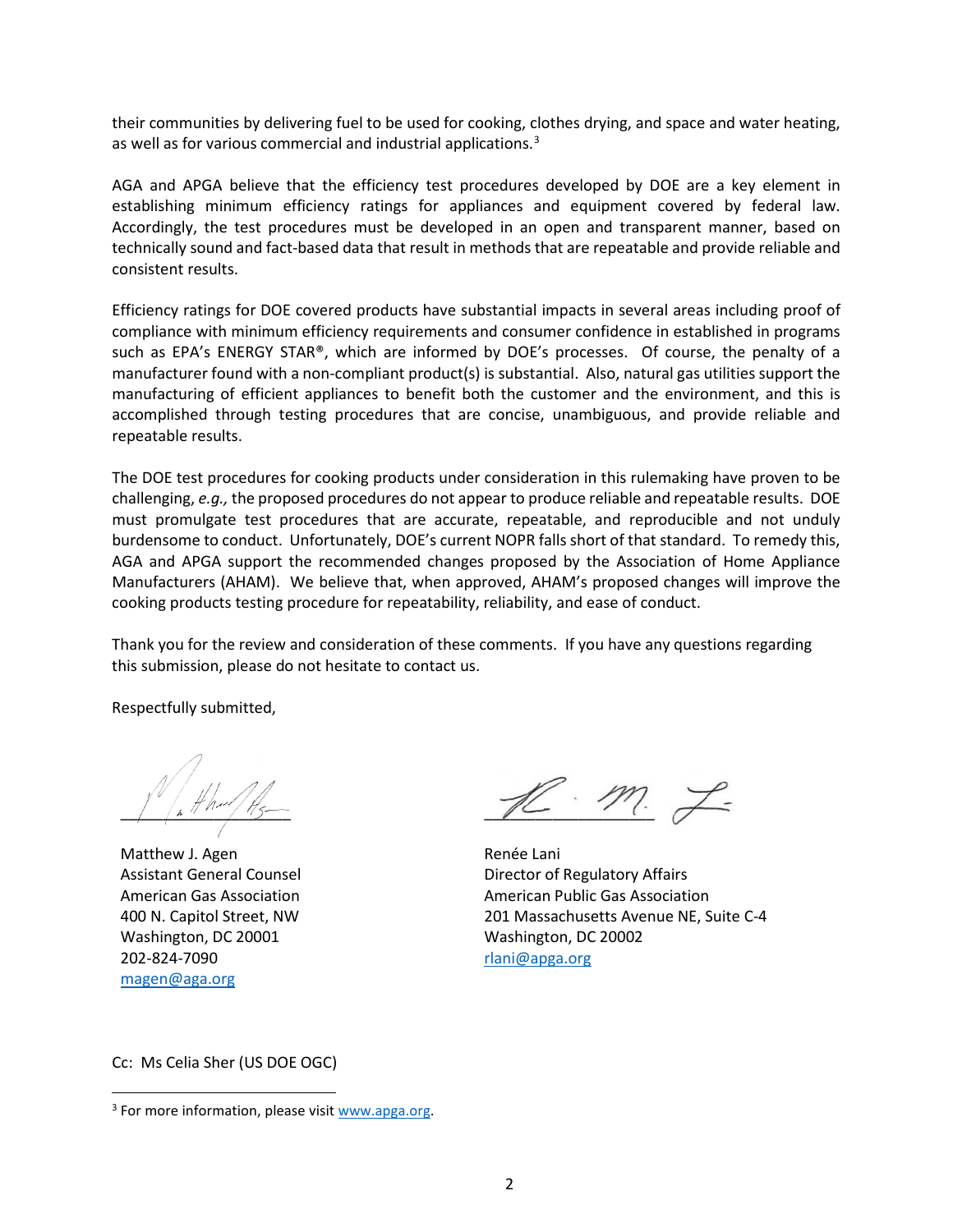their communities by delivering fuel to be used for cooking, clothes drying, and space and water heating, as well as for various commercial and industrial applications.[3]

AGA and APGA believe that the efficiency test procedures developed by DOE are a key element in establishing minimum efficiency ratings for appliances and equipment covered by federal law. Accordingly, the test procedures must be developed in an open and transparent manner, based on technically sound and fact-based data that result in methods that are repeatable and provide reliable and consistent results.

Efficiency ratings for DOE covered products have substantial impacts in several areas including proof of compliance with minimum efficiency requirements and consumer confidence in established in programs such as EPA's ENERGY STAR®, which are informed by DOE's processes. Of course, the penalty of a manufacturer found with a non-compliant product(s) is substantial. Also, natural gas utilities support the manufacturing of efficient appliances to benefit both the customer and the environment, and this is accomplished through testing procedures that are concise, unambiguous, and provide reliable and repeatable results.

The DOE test procedures for cooking products under consideration in this rulemaking have proven to be challenging, *e.g.,* the proposed procedures do not appear to produce reliable and repeatable results. DOE must promulgate test procedures that are accurate, repeatable, and reproducible and not unduly burdensome to conduct. Unfortunately, DOE's current NOPR falls short of that standard. To remedy this, AGA and APGA support the recommended changes proposed by the Association of Home Appliance Manufacturers (AHAM). We believe that, when approved, AHAM's proposed changes will improve the cooking products testing procedure for repeatability, reliability, and ease of conduct.

Thank you for the review and consideration of these comments. If you have any questions regarding this submission, please do not hesitate to contact us.

Respectfully submitted,

Matthew J. Agen
Assistant General Counsel
American Gas Association
400 N. Capitol Street, NW
Washington, DC 20001
202-824-7090
magen@aga.org

Renée Lani
Director of Regulatory Affairs
American Public Gas Association
201 Massachusetts Avenue NE, Suite C-4
Washington, DC 20002
rlani@apga.org

Cc: Ms Celia Sher (US DOE OGC)

[3] For more information, please visit www.apga.org.